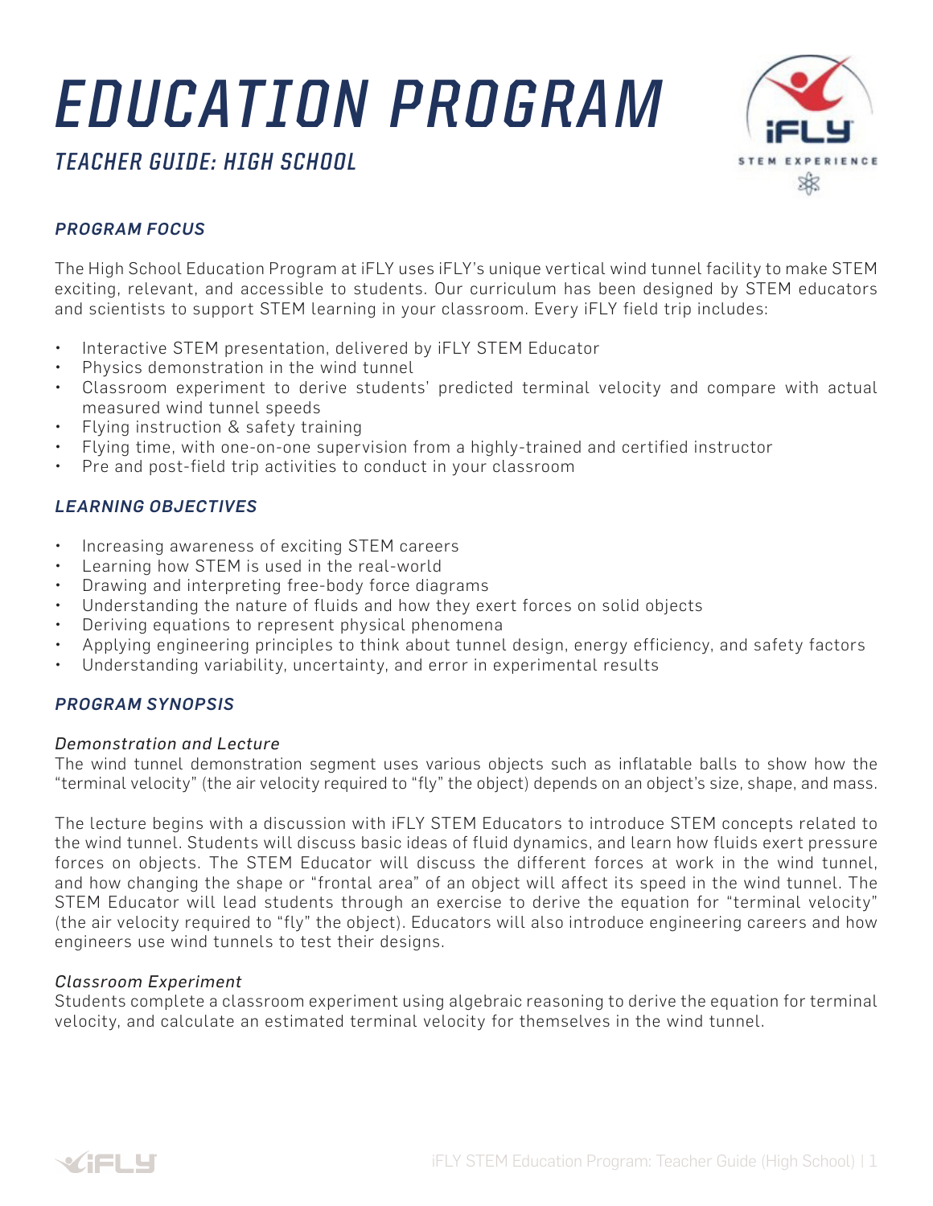# EDUCATION PROGRAM

## TEACHER GUIDE: HIGH SCHOOL

### *PROGRAM FOCUS*

The High School Education Program at iFLY uses iFLY's unique vertical wind tunnel facility to make STEM exciting, relevant, and accessible to students. Our curriculum has been designed by STEM educators and scientists to support STEM learning in your classroom. Every iFLY field trip includes:

- Interactive STEM presentation, delivered by iFLY STEM Educator
- Physics demonstration in the wind tunnel
- Classroom experiment to derive students' predicted terminal velocity and compare with actual measured wind tunnel speeds
- Flying instruction & safety training
- Flying time, with one-on-one supervision from a highly-trained and certified instructor
- Pre and post-field trip activities to conduct in your classroom

### *LEARNING OBJECTIVES*

- Increasing awareness of exciting STEM careers
- Learning how STEM is used in the real-world
- Drawing and interpreting free-body force diagrams
- Understanding the nature of fluids and how they exert forces on solid objects
- Deriving equations to represent physical phenomena
- Applying engineering principles to think about tunnel design, energy efficiency, and safety factors
- Understanding variability, uncertainty, and error in experimental results

### *PROGRAM SYNOPSIS*

*Demonstration and Lecture*
The wind tunnel demonstration segment uses various objects such as inflatable balls to show how the "terminal velocity" (the air velocity required to "fly" the object) depends on an object's size, shape, and mass.

The lecture begins with a discussion with iFLY STEM Educators to introduce STEM concepts related to the wind tunnel. Students will discuss basic ideas of fluid dynamics, and learn how fluids exert pressure forces on objects. The STEM Educator will discuss the different forces at work in the wind tunnel, and how changing the shape or "frontal area" of an object will affect its speed in the wind tunnel. The STEM Educator will lead students through an exercise to derive the equation for "terminal velocity" (the air velocity required to "fly" the object). Educators will also introduce engineering careers and how engineers use wind tunnels to test their designs.

*Classroom Experiment*
Students complete a classroom experiment using algebraic reasoning to derive the equation for terminal velocity, and calculate an estimated terminal velocity for themselves in the wind tunnel.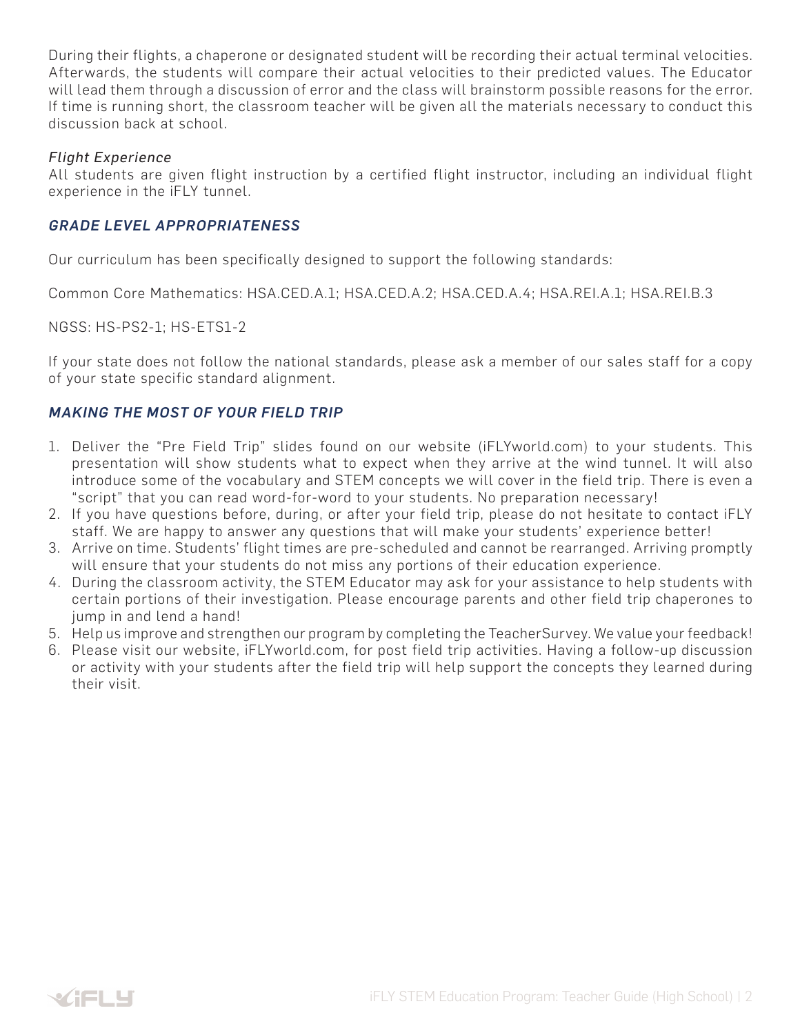During their flights, a chaperone or designated student will be recording their actual terminal velocities. Afterwards, the students will compare their actual velocities to their predicted values. The Educator will lead them through a discussion of error and the class will brainstorm possible reasons for the error. If time is running short, the classroom teacher will be given all the materials necessary to conduct this discussion back at school.

*Flight Experience*

All students are given flight instruction by a certified flight instructor, including an individual flight experience in the iFLY tunnel.

### *GRADE LEVEL APPROPRIATENESS*

Our curriculum has been specifically designed to support the following standards:

Common Core Mathematics: HSA.CED.A.1; HSA.CED.A.2; HSA.CED.A.4; HSA.REI.A.1; HSA.REI.B.3

NGSS: HS-PS2-1; HS-ETS1-2

If your state does not follow the national standards, please ask a member of our sales staff for a copy of your state specific standard alignment.

### *MAKING THE MOST OF YOUR FIELD TRIP*

1. Deliver the "Pre Field Trip" slides found on our website (iFLYworld.com) to your students. This presentation will show students what to expect when they arrive at the wind tunnel. It will also introduce some of the vocabulary and STEM concepts we will cover in the field trip. There is even a "script" that you can read word-for-word to your students. No preparation necessary!
2. If you have questions before, during, or after your field trip, please do not hesitate to contact iFLY staff. We are happy to answer any questions that will make your students' experience better!
3. Arrive on time. Students' flight times are pre-scheduled and cannot be rearranged. Arriving promptly will ensure that your students do not miss any portions of their education experience.
4. During the classroom activity, the STEM Educator may ask for your assistance to help students with certain portions of their investigation. Please encourage parents and other field trip chaperones to jump in and lend a hand!
5. Help us improve and strengthen our program by completing the TeacherSurvey. We value your feedback!
6. Please visit our website, iFLYworld.com, for post field trip activities. Having a follow-up discussion or activity with your students after the field trip will help support the concepts they learned during their visit.